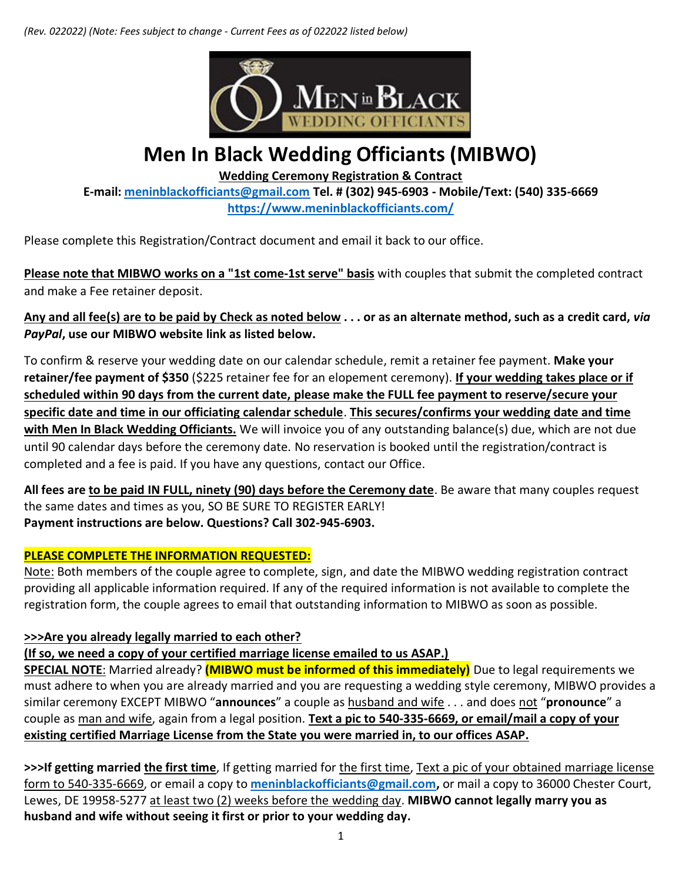*(Rev. 022022) (Note: Fees subject to change - Current Fees as of 022022 listed below)*

# Men In Black Wedding Officiants (MIBWO)

**Wedding Ceremony Registration & Contract**

**E-mail: meninblackofficiants@gmail.com Tel. # (302) 945-6903 - Mobile/Text: (540) 335-6669**

**https://www.meninblackofficiants.com/**

Please complete this Registration/Contract document and email it back to our office.

**Please note that MIBWO works on a "1st come-1st serve" basis** with couples that submit the completed contract and make a Fee retainer deposit.

**Any and all fee(s) are to be paid by Check as noted below . . . or as an alternate method, such as a credit card, *via PayPal*, use our MIBWO website link as listed below.**

To confirm & reserve your wedding date on our calendar schedule, remit a retainer fee payment. **Make your retainer/fee payment of $350** ($225 retainer fee for an elopement ceremony). **If your wedding takes place or if scheduled within 90 days from the current date, please make the FULL fee payment to reserve/secure your specific date and time in our officiating calendar schedule**. **This secures/confirms your wedding date and time with Men In Black Wedding Officiants.** We will invoice you of any outstanding balance(s) due, which are not due until 90 calendar days before the ceremony date. No reservation is booked until the registration/contract is completed and a fee is paid. If you have any questions, contact our Office.

**All fees are to be paid IN FULL, ninety (90) days before the Ceremony date**. Be aware that many couples request the same dates and times as you, SO BE SURE TO REGISTER EARLY!
**Payment instructions are below. Questions? Call 302-945-6903.**

**PLEASE COMPLETE THE INFORMATION REQUESTED:**
Note: Both members of the couple agree to complete, sign, and date the MIBWO wedding registration contract providing all applicable information required. If any of the required information is not available to complete the registration form, the couple agrees to email that outstanding information to MIBWO as soon as possible.

**>>>Are you already legally married to each other?**
**(If so, we need a copy of your certified marriage license emailed to us ASAP.)**
**SPECIAL NOTE**: Married already? **(MIBWO must be informed of this immediately)** Due to legal requirements we must adhere to when you are already married and you are requesting a wedding style ceremony, MIBWO provides a similar ceremony EXCEPT MIBWO "**announces**" a couple as husband and wife . . . and does not "**pronounce**" a couple as man and wife, again from a legal position. **Text a pic to 540-335-6669, or email/mail a copy of your existing certified Marriage License from the State you were married in, to our offices ASAP.**

**>>>If getting married the first time**, If getting married for the first time, Text a pic of your obtained marriage license form to 540-335-6669, or email a copy to **meninblackofficiants@gmail.com,** or mail a copy to 36000 Chester Court, Lewes, DE 19958-5277 at least two (2) weeks before the wedding day. **MIBWO cannot legally marry you as husband and wife without seeing it first or prior to your wedding day.**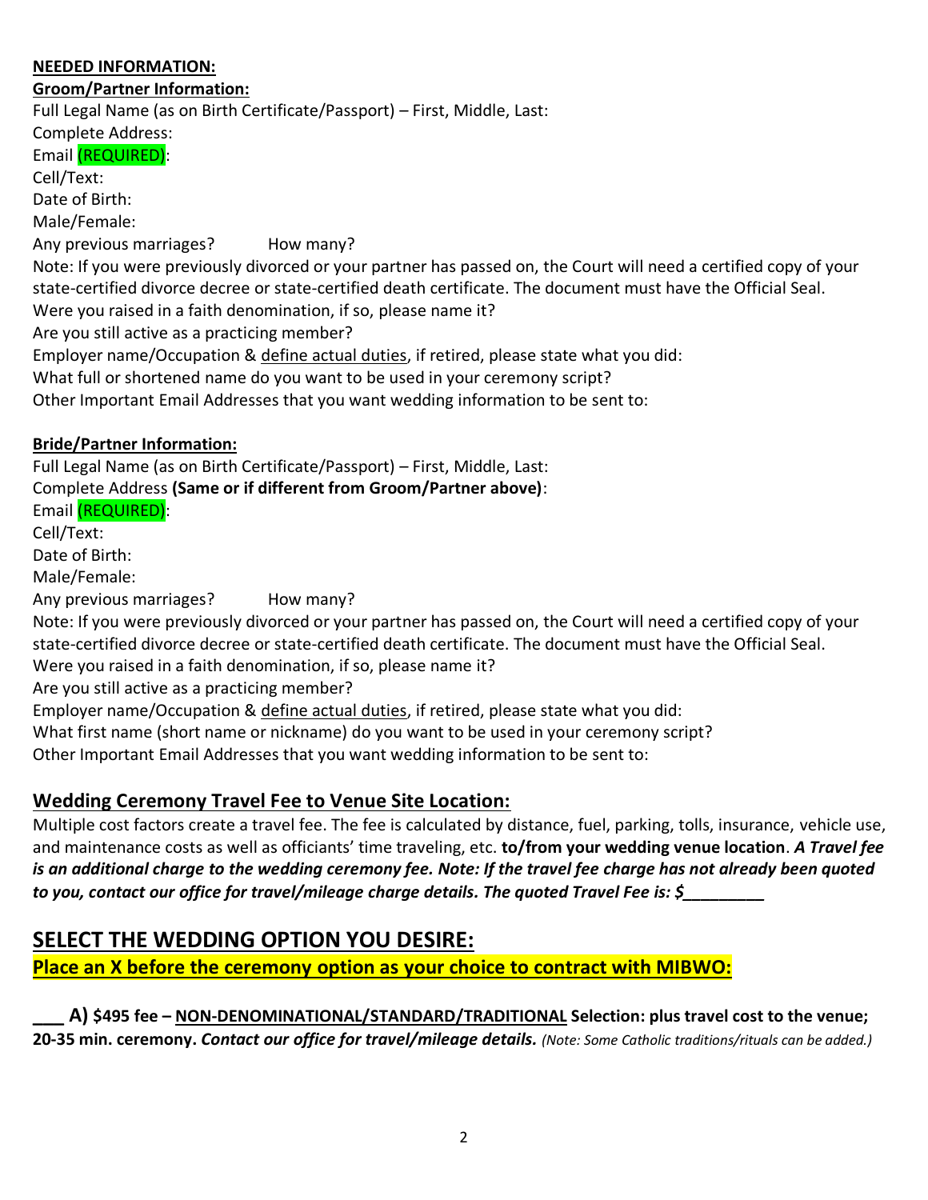**NEEDED INFORMATION:**

**Groom/Partner Information:**

Full Legal Name (as on Birth Certificate/Passport) – First, Middle, Last:
Complete Address:
Email (REQUIRED):
Cell/Text:
Date of Birth:
Male/Female:
Any previous marriages? How many?
Note: If you were previously divorced or your partner has passed on, the Court will need a certified copy of your state-certified divorce decree or state-certified death certificate. The document must have the Official Seal.
Were you raised in a faith denomination, if so, please name it?
Are you still active as a practicing member?
Employer name/Occupation & define actual duties, if retired, please state what you did:
What full or shortened name do you want to be used in your ceremony script?
Other Important Email Addresses that you want wedding information to be sent to:

**Bride/Partner Information:**

Full Legal Name (as on Birth Certificate/Passport) – First, Middle, Last:
Complete Address **(Same or if different from Groom/Partner above)**:
Email (REQUIRED):
Cell/Text:
Date of Birth:
Male/Female:
Any previous marriages? How many?
Note: If you were previously divorced or your partner has passed on, the Court will need a certified copy of your state-certified divorce decree or state-certified death certificate. The document must have the Official Seal.
Were you raised in a faith denomination, if so, please name it?
Are you still active as a practicing member?
Employer name/Occupation & define actual duties, if retired, please state what you did:
What first name (short name or nickname) do you want to be used in your ceremony script?
Other Important Email Addresses that you want wedding information to be sent to:

## Wedding Ceremony Travel Fee to Venue Site Location:

Multiple cost factors create a travel fee. The fee is calculated by distance, fuel, parking, tolls, insurance, vehicle use, and maintenance costs as well as officiants' time traveling, etc. **to/from your wedding venue location**. ***A Travel fee is an additional charge to the wedding ceremony fee. Note: If the travel fee charge has not already been quoted to you, contact our office for travel/mileage charge details. The quoted Travel Fee is: $\_\_\_\_\_\_\_\_\_***

## SELECT THE WEDDING OPTION YOU DESIRE:

**Place an X before the ceremony option as your choice to contract with MIBWO:**

**\_\_\_ A) $495 fee – NON-DENOMINATIONAL/STANDARD/TRADITIONAL Selection: plus travel cost to the venue; 20-35 min. ceremony.** ***Contact our office for travel/mileage details.*** *(Note: Some Catholic traditions/rituals can be added.)*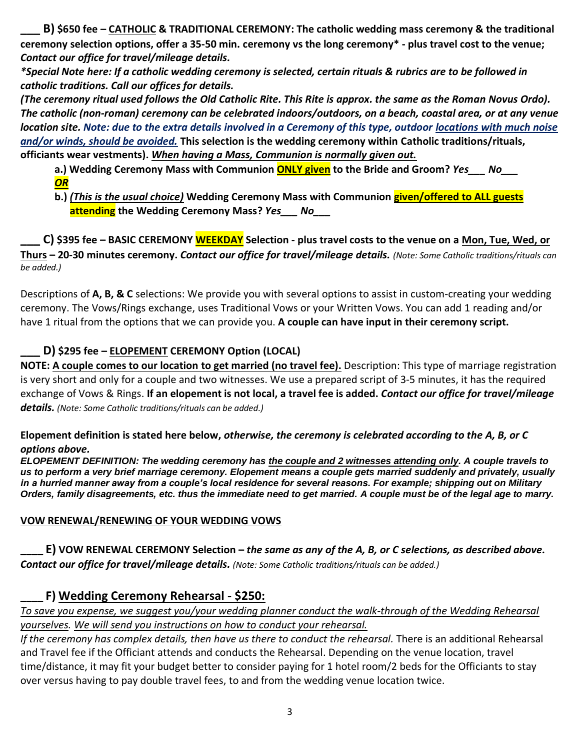**___ B) $650 fee – CATHOLIC & TRADITIONAL CEREMONY: The catholic wedding mass ceremony & the traditional ceremony selection options, offer a 35-50 min. ceremony vs the long ceremony* - plus travel cost to the venue;** ***Contact our office for travel/mileage details.***

***\*Special Note here: If a catholic wedding ceremony is selected, certain rituals & rubrics are to be followed in catholic traditions. Call our offices for details.***

***(The ceremony ritual used follows the Old Catholic Rite. This Rite is approx. the same as the Roman Novus Ordo). The catholic (non-roman) ceremony can be celebrated indoors/outdoors, on a beach, coastal area, or at any venue location site. Note: due to the extra details involved in a Ceremony of this type, outdoor locations with much noise and/or winds, should be avoided.*** **This selection is the wedding ceremony within Catholic traditions/rituals, officiants wear vestments).** ***When having a Mass, Communion is normally given out.***

- **a.) Wedding Ceremony Mass with Communion ONLY given to the Bride and Groom?** ***Yes___ No___***
  ***OR***
- **b.)** ***(This is the usual choice)*** **Wedding Ceremony Mass with Communion given/offered to ALL guests attending the Wedding Ceremony Mass?** ***Yes___ No___***

**___ C) $395 fee – BASIC CEREMONY WEEKDAY Selection - plus travel costs to the venue on a Mon, Tue, Wed, or Thurs – 20-30 minutes ceremony.** ***Contact our office for travel/mileage details.*** *(Note: Some Catholic traditions/rituals can be added.)*

Descriptions of **A, B, & C** selections: We provide you with several options to assist in custom-creating your wedding ceremony. The Vows/Rings exchange, uses Traditional Vows or your Written Vows. You can add 1 reading and/or have 1 ritual from the options that we can provide you. **A couple can have input in their ceremony script.**

## ___ D) $295 fee – ELOPEMENT CEREMONY Option (LOCAL)

**NOTE: A couple comes to our location to get married (no travel fee).** Description: This type of marriage registration is very short and only for a couple and two witnesses. We use a prepared script of 3-5 minutes, it has the required exchange of Vows & Rings. **If an elopement is not local, a travel fee is added.** ***Contact our office for travel/mileage details.*** *(Note: Some Catholic traditions/rituals can be added.)*

**Elopement definition is stated here below,** ***otherwise, the ceremony is celebrated according to the A, B, or C options above.***

***ELOPEMENT DEFINITION: The wedding ceremony has the couple and 2 witnesses attending only. A couple travels to us to perform a very brief marriage ceremony. Elopement means a couple gets married suddenly and privately, usually in a hurried manner away from a couple's local residence for several reasons. For example; shipping out on Military Orders, family disagreements, etc. thus the immediate need to get married. A couple must be of the legal age to marry.***

## VOW RENEWAL/RENEWING OF YOUR WEDDING VOWS

**____ E) VOW RENEWAL CEREMONY Selection –** ***the same as any of the A, B, or C selections, as described above. Contact our office for travel/mileage details.*** *(Note: Some Catholic traditions/rituals can be added.)*

## ____ F) Wedding Ceremony Rehearsal - $250:

*To save you expense, we suggest you/your wedding planner conduct the walk-through of the Wedding Rehearsal yourselves. We will send you instructions on how to conduct your rehearsal.*

*If the ceremony has complex details, then have us there to conduct the rehearsal.* There is an additional Rehearsal and Travel fee if the Officiant attends and conducts the Rehearsal. Depending on the venue location, travel time/distance, it may fit your budget better to consider paying for 1 hotel room/2 beds for the Officiants to stay over versus having to pay double travel fees, to and from the wedding venue location twice.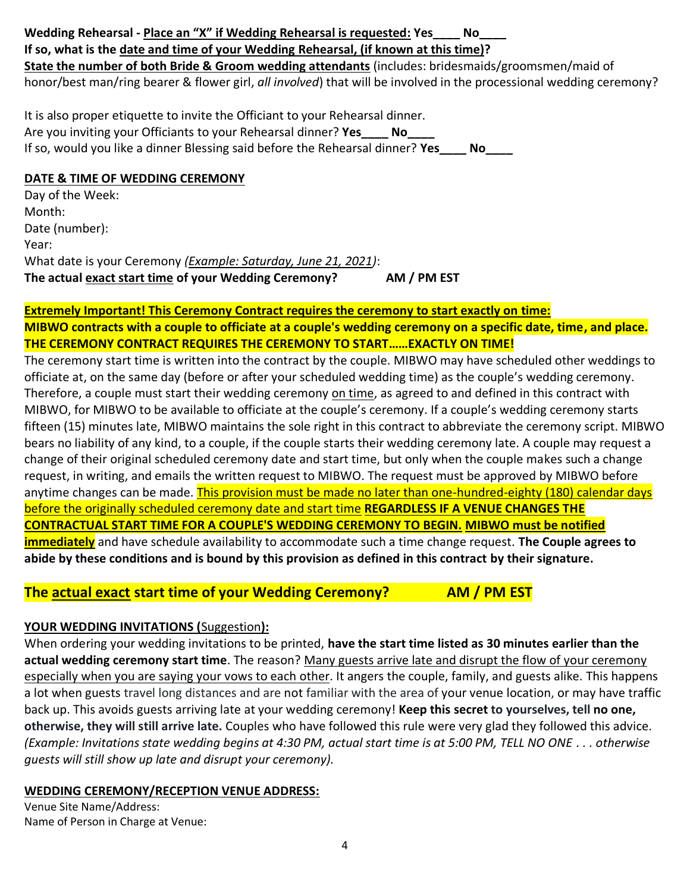**Wedding Rehearsal - Place an "X" if Wedding Rehearsal is requested: Yes____ No____**
**If so, what is the date and time of your Wedding Rehearsal, (if known at this time)?**
**State the number of both Bride & Groom wedding attendants** (includes: bridesmaids/groomsmen/maid of honor/best man/ring bearer & flower girl, *all involved*) that will be involved in the processional wedding ceremony?

It is also proper etiquette to invite the Officiant to your Rehearsal dinner.
Are you inviting your Officiants to your Rehearsal dinner? **Yes____ No____**
If so, would you like a dinner Blessing said before the Rehearsal dinner? **Yes____ No____**

**DATE & TIME OF WEDDING CEREMONY**

Day of the Week:
Month:
Date (number):
Year:
What date is your Ceremony *(Example: Saturday, June 21, 2021)*:
**The actual exact start time of your Wedding Ceremony? AM / PM EST**

**Extremely Important! This Ceremony Contract requires the ceremony to start exactly on time:**
**MIBWO contracts with a couple to officiate at a couple's wedding ceremony on a specific date, time, and place.**
**THE CEREMONY CONTRACT REQUIRES THE CEREMONY TO START……EXACTLY ON TIME!**

The ceremony start time is written into the contract by the couple. MIBWO may have scheduled other weddings to officiate at, on the same day (before or after your scheduled wedding time) as the couple's wedding ceremony. Therefore, a couple must start their wedding ceremony on time, as agreed to and defined in this contract with MIBWO, for MIBWO to be available to officiate at the couple's ceremony. If a couple's wedding ceremony starts fifteen (15) minutes late, MIBWO maintains the sole right in this contract to abbreviate the ceremony script. MIBWO bears no liability of any kind, to a couple, if the couple starts their wedding ceremony late. A couple may request a change of their original scheduled ceremony date and start time, but only when the couple makes such a change request, in writing, and emails the written request to MIBWO. The request must be approved by MIBWO before anytime changes can be made. This provision must be made no later than one-hundred-eighty (180) calendar days before the originally scheduled ceremony date and start time **REGARDLESS IF A VENUE CHANGES THE CONTRACTUAL START TIME FOR A COUPLE'S WEDDING CEREMONY TO BEGIN. MIBWO must be notified immediately** and have schedule availability to accommodate such a time change request. **The Couple agrees to abide by these conditions and is bound by this provision as defined in this contract by their signature.**

**The actual exact start time of your Wedding Ceremony? AM / PM EST**

**YOUR WEDDING INVITATIONS (**Suggestion**):**

When ordering your wedding invitations to be printed, **have the start time listed as 30 minutes earlier than the actual wedding ceremony start time**. The reason? Many guests arrive late and disrupt the flow of your ceremony especially when you are saying your vows to each other. It angers the couple, family, and guests alike. This happens a lot when guests travel long distances and are not familiar with the area of your venue location, or may have traffic back up. This avoids guests arriving late at your wedding ceremony! **Keep this secret to yourselves, tell no one, otherwise, they will still arrive late.** Couples who have followed this rule were very glad they followed this advice. *(Example: Invitations state wedding begins at 4:30 PM, actual start time is at 5:00 PM, TELL NO ONE . . . otherwise guests will still show up late and disrupt your ceremony).*

**WEDDING CEREMONY/RECEPTION VENUE ADDRESS:**

Venue Site Name/Address:
Name of Person in Charge at Venue: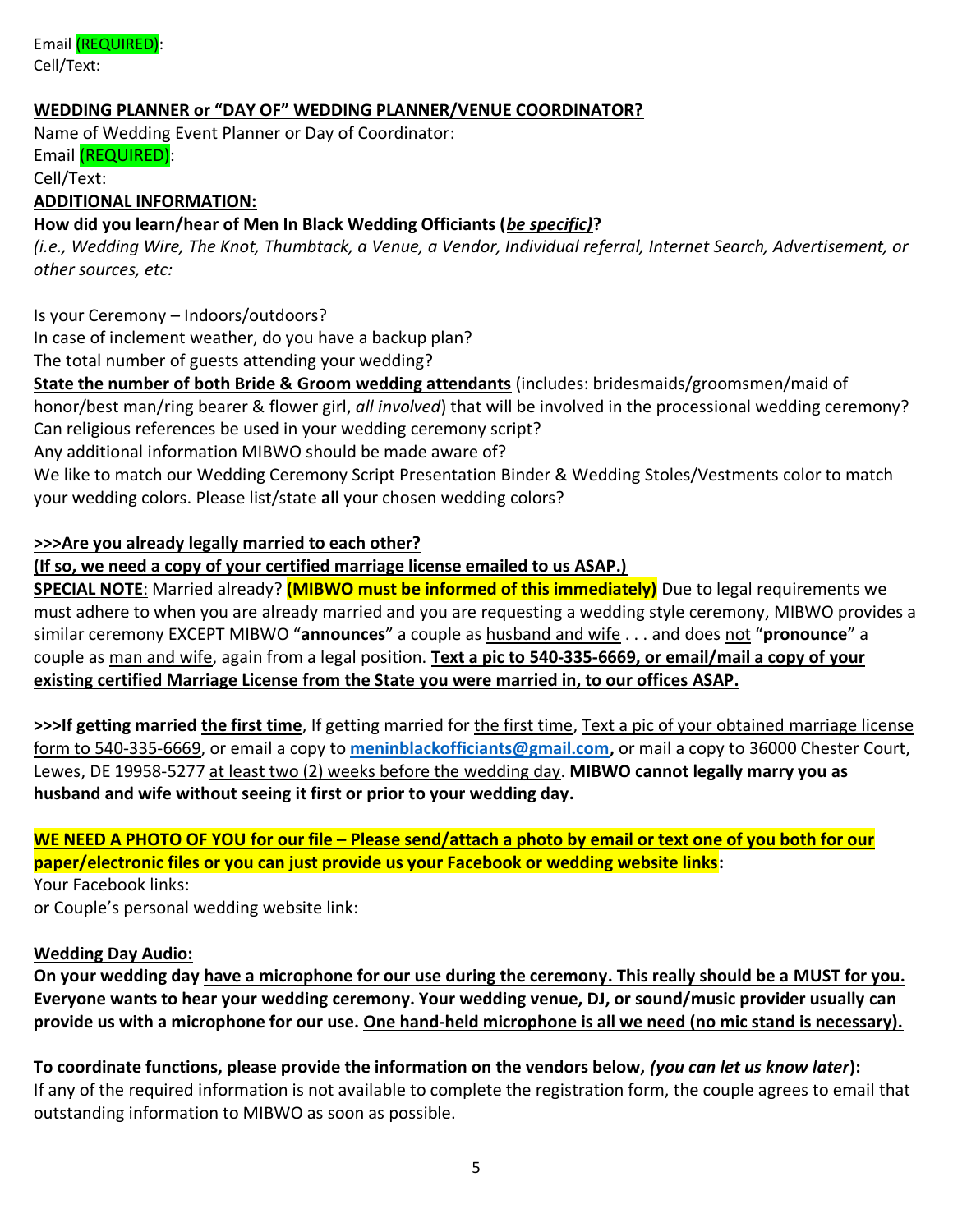Email (REQUIRED):
Cell/Text:

**WEDDING PLANNER or "DAY OF" WEDDING PLANNER/VENUE COORDINATOR?**

Name of Wedding Event Planner or Day of Coordinator:
Email (REQUIRED):
Cell/Text:

**ADDITIONAL INFORMATION:**

**How did you learn/hear of Men In Black Wedding Officiants (*be specific*)?**
*(i.e., Wedding Wire, The Knot, Thumbtack, a Venue, a Vendor, Individual referral, Internet Search, Advertisement, or other sources, etc:*

Is your Ceremony – Indoors/outdoors?
In case of inclement weather, do you have a backup plan?
The total number of guests attending your wedding?
**State the number of both Bride & Groom wedding attendants** (includes: bridesmaids/groomsmen/maid of honor/best man/ring bearer & flower girl, *all involved*) that will be involved in the processional wedding ceremony?
Can religious references be used in your wedding ceremony script?
Any additional information MIBWO should be made aware of?
We like to match our Wedding Ceremony Script Presentation Binder & Wedding Stoles/Vestments color to match your wedding colors. Please list/state **all** your chosen wedding colors?

**>>>Are you already legally married to each other?**
**(If so, we need a copy of your certified marriage license emailed to us ASAP.)**

**SPECIAL NOTE**: Married already? **(MIBWO must be informed of this immediately)** Due to legal requirements we must adhere to when you are already married and you are requesting a wedding style ceremony, MIBWO provides a similar ceremony EXCEPT MIBWO "**announces**" a couple as husband and wife . . . and does not "**pronounce**" a couple as man and wife, again from a legal position. **Text a pic to 540-335-6669, or email/mail a copy of your existing certified Marriage License from the State you were married in, to our offices ASAP.**

**>>>If getting married the first time**, If getting married for the first time, Text a pic of your obtained marriage license form to 540-335-6669, or email a copy to **meninblackofficiants@gmail.com,** or mail a copy to 36000 Chester Court, Lewes, DE 19958-5277 at least two (2) weeks before the wedding day. **MIBWO cannot legally marry you as husband and wife without seeing it first or prior to your wedding day.**

**WE NEED A PHOTO OF YOU for our file – Please send/attach a photo by email or text one of you both for our paper/electronic files or you can just provide us your Facebook or wedding website links:**

Your Facebook links:
or Couple's personal wedding website link:

**Wedding Day Audio:**

**On your wedding day have a microphone for our use during the ceremony. This really should be a MUST for you. Everyone wants to hear your wedding ceremony. Your wedding venue, DJ, or sound/music provider usually can provide us with a microphone for our use. One hand-held microphone is all we need (no mic stand is necessary).**

**To coordinate functions, please provide the information on the vendors below, *(you can let us know later*):**
If any of the required information is not available to complete the registration form, the couple agrees to email that outstanding information to MIBWO as soon as possible.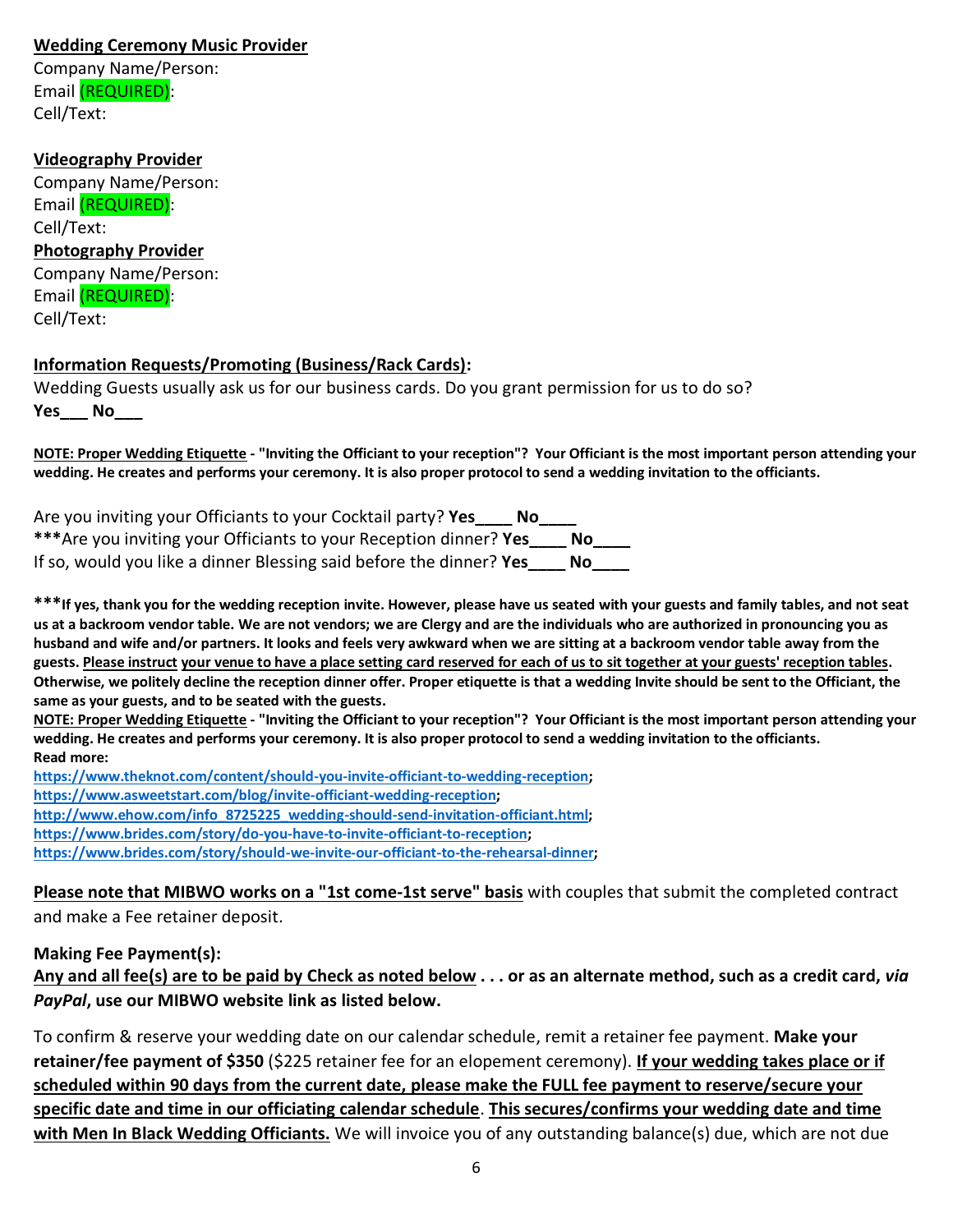**<u>Wedding Ceremony Music Provider</u>**
Company Name/Person:
Email (REQUIRED):
Cell/Text:

**<u>Videography Provider</u>**
Company Name/Person:
Email (REQUIRED):
Cell/Text:

**<u>Photography Provider</u>**
Company Name/Person:
Email (REQUIRED):
Cell/Text:

**<u>Information Requests/Promoting (Business/Rack Cards)</u>:**
Wedding Guests usually ask us for our business cards. Do you grant permission for us to do so?
**Yes___ No___**

**<u>NOTE: Proper Wedding Etiquette</u> - "Inviting the Officiant to your reception"? Your Officiant is the most important person attending your wedding. He creates and performs your ceremony. It is also proper protocol to send a wedding invitation to the officiants.**

Are you inviting your Officiants to your Cocktail party? **Yes____ No____**
**\*\*\***Are you inviting your Officiants to your Reception dinner? **Yes____ No____**
If so, would you like a dinner Blessing said before the dinner? **Yes____ No____**

**\*\*\*If yes, thank you for the wedding reception invite. However, please have us seated with your guests and family tables, and not seat us at a backroom vendor table. We are not vendors; we are Clergy and are the individuals who are authorized in pronouncing you as husband and wife and/or partners. It looks and feels very awkward when we are sitting at a backroom vendor table away from the guests. <u>Please instruct your venue to have a place setting card reserved for each of us to sit together at your guests' reception tables</u>. Otherwise, we politely decline the reception dinner offer. Proper etiquette is that a wedding Invite should be sent to the Officiant, the same as your guests, and to be seated with the guests.**
**<u>NOTE: Proper Wedding Etiquette</u> - "Inviting the Officiant to your reception"? Your Officiant is the most important person attending your wedding. He creates and performs your ceremony. It is also proper protocol to send a wedding invitation to the officiants.**
**Read more:**
https://www.theknot.com/content/should-you-invite-officiant-to-wedding-reception;
https://www.asweetstart.com/blog/invite-officiant-wedding-reception;
http://www.ehow.com/info_8725225_wedding-should-send-invitation-officiant.html;
https://www.brides.com/story/do-you-have-to-invite-officiant-to-reception;
https://www.brides.com/story/should-we-invite-our-officiant-to-the-rehearsal-dinner;

**<u>Please note that MIBWO works on a "1st come-1st serve" basis</u>** with couples that submit the completed contract and make a Fee retainer deposit.

**Making Fee Payment(s):**
**<u>Any and all fee(s) are to be paid by Check as noted below</u> . . . or as an alternate method, such as a credit card, *via PayPal*, use our MIBWO website link as listed below.**

To confirm & reserve your wedding date on our calendar schedule, remit a retainer fee payment. **Make your retainer/fee payment of $350** ($225 retainer fee for an elopement ceremony). **<u>If your wedding takes place or if scheduled within 90 days from the current date, please make the FULL fee payment to reserve/secure your specific date and time in our officiating calendar schedule</u>**. **<u>This secures/confirms your wedding date and time with Men In Black Wedding Officiants.</u>** We will invoice you of any outstanding balance(s) due, which are not due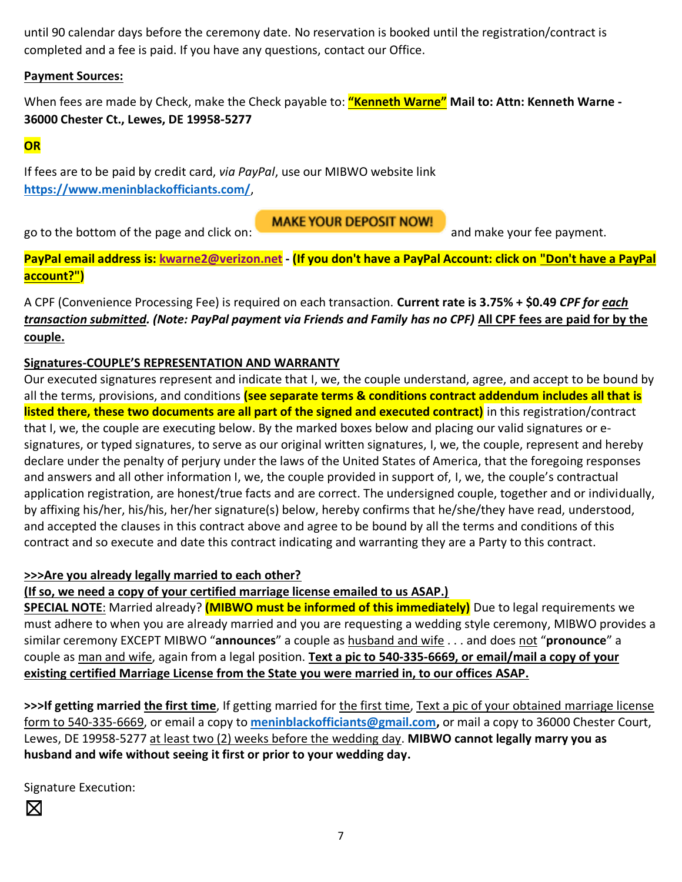until 90 calendar days before the ceremony date. No reservation is booked until the registration/contract is completed and a fee is paid. If you have any questions, contact our Office.

**Payment Sources:**

When fees are made by Check, make the Check payable to: **"Kenneth Warne"** **Mail to: Attn: Kenneth Warne - 36000 Chester Ct., Lewes, DE 19958-5277**

**OR**

If fees are to be paid by credit card, *via PayPal*, use our MIBWO website link **https://www.meninblackofficiants.com/**,

go to the bottom of the page and click on: **MAKE YOUR DEPOSIT NOW!** and make your fee payment.

**PayPal email address is: kwarne2@verizon.net - (If you don't have a PayPal Account: click on "Don't have a PayPal account?")**

A CPF (Convenience Processing Fee) is required on each transaction. **Current rate is 3.75% + $0.49 *CPF for each transaction submitted. (Note: PayPal payment via Friends and Family has no CPF)* All CPF fees are paid for by the couple.**

**Signatures-COUPLE'S REPRESENTATION AND WARRANTY**

Our executed signatures represent and indicate that I, we, the couple understand, agree, and accept to be bound by all the terms, provisions, and conditions **(see separate terms & conditions contract addendum includes all that is listed there, these two documents are all part of the signed and executed contract)** in this registration/contract that I, we, the couple are executing below. By the marked boxes below and placing our valid signatures or e-signatures, or typed signatures, to serve as our original written signatures, I, we, the couple, represent and hereby declare under the penalty of perjury under the laws of the United States of America, that the foregoing responses and answers and all other information I, we, the couple provided in support of, I, we, the couple's contractual application registration, are honest/true facts and are correct. The undersigned couple, together and or individually, by affixing his/her, his/his, her/her signature(s) below, hereby confirms that he/she/they have read, understood, and accepted the clauses in this contract above and agree to be bound by all the terms and conditions of this contract and so execute and date this contract indicating and warranting they are a Party to this contract.

**>>>Are you already legally married to each other?**
**(If so, we need a copy of your certified marriage license emailed to us ASAP.)**
**SPECIAL NOTE**: Married already? **(MIBWO must be informed of this immediately)** Due to legal requirements we must adhere to when you are already married and you are requesting a wedding style ceremony, MIBWO provides a similar ceremony EXCEPT MIBWO "**announces**" a couple as husband and wife . . . and does not "**pronounce**" a couple as man and wife, again from a legal position. **Text a pic to 540-335-6669, or email/mail a copy of your existing certified Marriage License from the State you were married in, to our offices ASAP.**

**>>>If getting married the first time**, If getting married for the first time, Text a pic of your obtained marriage license form to 540-335-6669, or email a copy to **meninblackofficiants@gmail.com,** or mail a copy to 36000 Chester Court, Lewes, DE 19958-5277 at least two (2) weeks before the wedding day. **MIBWO cannot legally marry you as husband and wife without seeing it first or prior to your wedding day.**

Signature Execution:

☒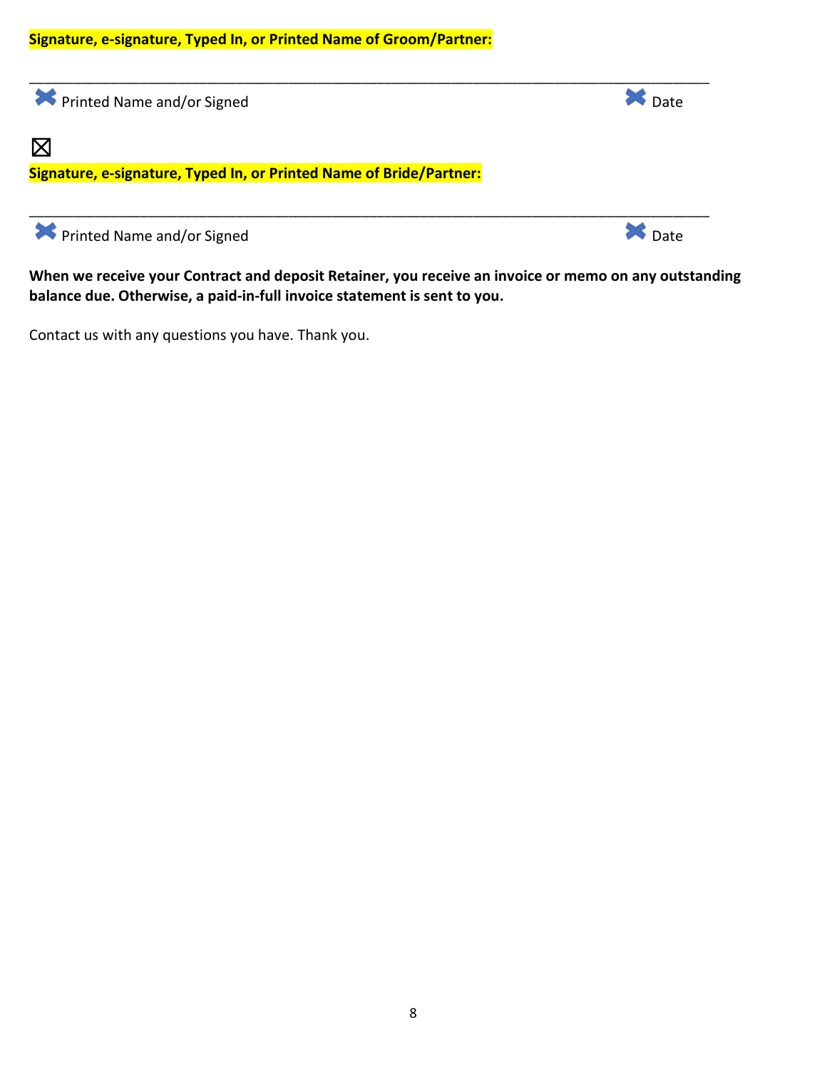**Signature, e-signature, Typed In, or Printed Name of Groom/Partner:**

\_\_\_\_\_\_\_\_\_\_\_\_\_\_\_\_\_\_\_\_\_\_\_\_\_\_\_\_\_\_\_\_\_\_\_\_\_\_\_\_\_\_\_\_\_\_\_\_\_\_\_\_\_\_\_\_\_\_\_\_\_\_\_\_\_\_\_\_\_\_\_\_\_\_\_\_

✖ Printed Name and/or Signed ✖ Date

☒

**Signature, e-signature, Typed In, or Printed Name of Bride/Partner:**

\_\_\_\_\_\_\_\_\_\_\_\_\_\_\_\_\_\_\_\_\_\_\_\_\_\_\_\_\_\_\_\_\_\_\_\_\_\_\_\_\_\_\_\_\_\_\_\_\_\_\_\_\_\_\_\_\_\_\_\_\_\_\_\_\_\_\_\_\_\_\_\_\_\_\_\_

✖ Printed Name and/or Signed ✖ Date

**When we receive your Contract and deposit Retainer, you receive an invoice or memo on any outstanding balance due. Otherwise, a paid-in-full invoice statement is sent to you.**

Contact us with any questions you have. Thank you.